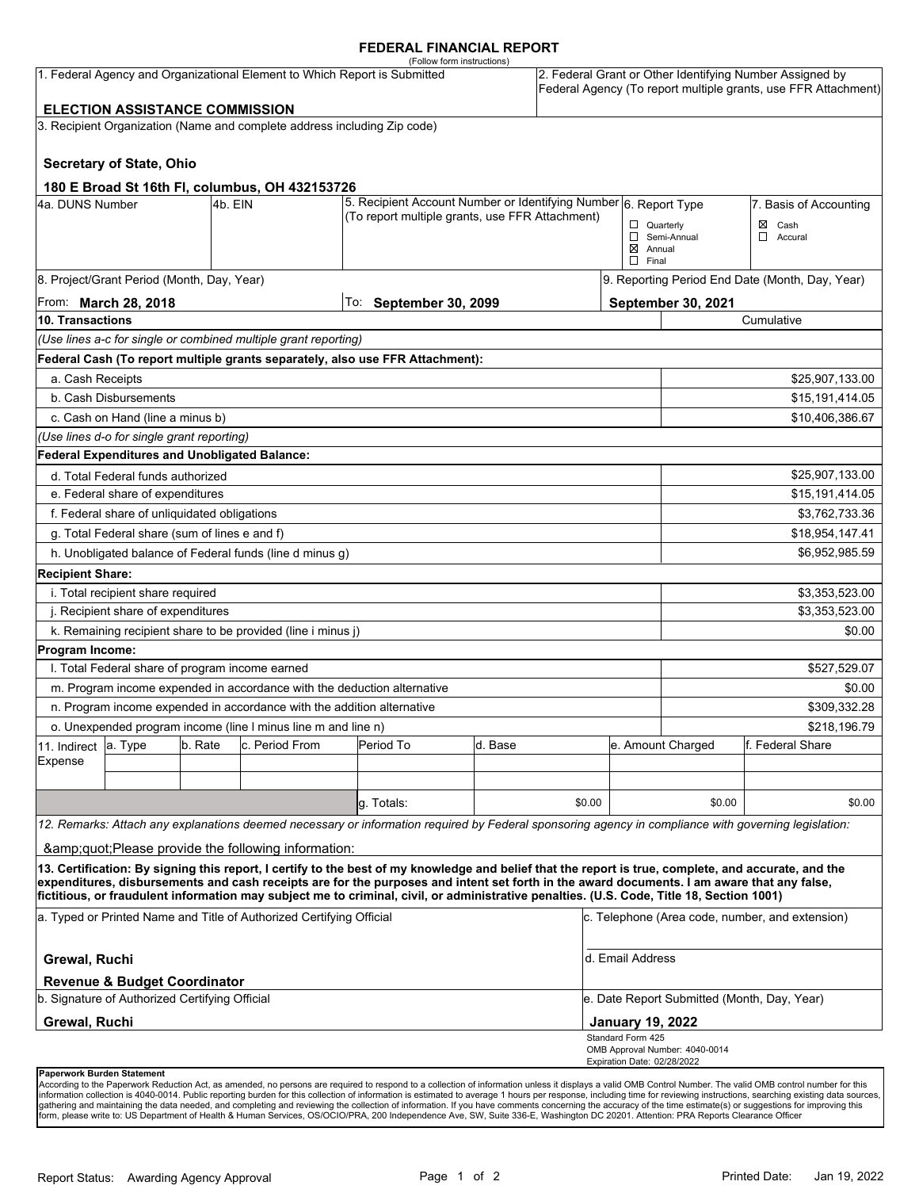# FEDERAL FINANCIAL REPORT

(Follow form instructions)

| 1. Federal Agency and Organizational Element to Which Report is Submitted | 2. Federal Grant or Other Identifying Number Assigned by Federal Agency (To report multiple grants, use FFR Attachment) |
|---|---|
| **ELECTION ASSISTANCE COMMISSION** | |

3. Recipient Organization (Name and complete address including Zip code)

**Secretary of State, Ohio**

**180 E Broad St 16th Fl, columbus, OH 432153726**

| 4a. DUNS Number | 4b. EIN | 5. Recipient Account Number or Identifying Number (To report multiple grants, use FFR Attachment) | 6. Report Type | 7. Basis of Accounting |
|---|---|---|---|---|
| | | | ☐ Quarterly<br>☐ Semi-Annual<br>☒ Annual<br>☐ Final | ☒ Cash<br>☐ Accural |

| 8. Project/Grant Period (Month, Day, Year) | | 9. Reporting Period End Date (Month, Day, Year) |
|---|---|---|
| From: **March 28, 2018** | To: **September 30, 2099** | **September 30, 2021** |

| 10. Transactions | Cumulative |
|---|---|
| *(Use lines a-c for single or combined multiple grant reporting)* | |
| **Federal Cash (To report multiple grants separately, also use FFR Attachment):** | |
| a. Cash Receipts | $25,907,133.00 |
| b. Cash Disbursements | $15,191,414.05 |
| c. Cash on Hand (line a minus b) | $10,406,386.67 |
| *(Use lines d-o for single grant reporting)* | |
| **Federal Expenditures and Unobligated Balance:** | |
| d. Total Federal funds authorized | $25,907,133.00 |
| e. Federal share of expenditures | $15,191,414.05 |
| f. Federal share of unliquidated obligations | $3,762,733.36 |
| g. Total Federal share (sum of lines e and f) | $18,954,147.41 |
| h. Unobligated balance of Federal funds (line d minus g) | $6,952,985.59 |
| **Recipient Share:** | |
| i. Total recipient share required | $3,353,523.00 |
| j. Recipient share of expenditures | $3,353,523.00 |
| k. Remaining recipient share to be provided (line i minus j) | $0.00 |
| **Program Income:** | |
| l. Total Federal share of program income earned | $527,529.07 |
| m. Program income expended in accordance with the deduction alternative | $0.00 |
| n. Program income expended in accordance with the addition alternative | $309,332.28 |
| o. Unexpended program income (line l minus line m and line n) | $218,196.79 |

| 11. Indirect Expense | a. Type | b. Rate | c. Period From | Period To | d. Base | e. Amount Charged | f. Federal Share |
|---|---|---|---|---|---|---|---|
| | | | | | | | |
| | | | | | | | |
| | | | | g. Totals: | $0.00 | $0.00 | $0.00 |

*12. Remarks: Attach any explanations deemed necessary or information required by Federal sponsoring agency in compliance with governing legislation:*

&amp;quot;Please provide the following information:

**13. Certification: By signing this report, I certify to the best of my knowledge and belief that the report is true, complete, and accurate, and the expenditures, disbursements and cash receipts are for the purposes and intent set forth in the award documents. I am aware that any false, fictitious, or fraudulent information may subject me to criminal, civil, or administrative penalties. (U.S. Code, Title 18, Section 1001)**

| a. Typed or Printed Name and Title of Authorized Certifying Official | c. Telephone (Area code, number, and extension) |
|---|---|
| **Grewal, Ruchi**<br>**Revenue & Budget Coordinator** | d. Email Address |
| b. Signature of Authorized Certifying Official | e. Date Report Submitted (Month, Day, Year) |
| **Grewal, Ruchi** | **January 19, 2022** |

Standard Form 425
OMB Approval Number: 4040-0014
Expiration Date: 02/28/2022

**Paperwork Burden Statement**
According to the Paperwork Reduction Act, as amended, no persons are required to respond to a collection of information unless it displays a valid OMB Control Number. The valid OMB control number for this information collection is 4040-0014. Public reporting burden for this collection of information is estimated to average 1 hours per response, including time for reviewing instructions, searching existing data sources, gathering and maintaining the data needed, and completing and reviewing the collection of information. If you have comments concerning the accuracy of the time estimate(s) or suggestions for improving this form, please write to: US Department of Health & Human Services, OS/OCIO/PRA, 200 Independence Ave, SW, Suite 336-E, Washington DC 20201. Attention: PRA Reports Clearance Officer

Report Status: Awarding Agency Approval

Printed Date: Jan 19, 2022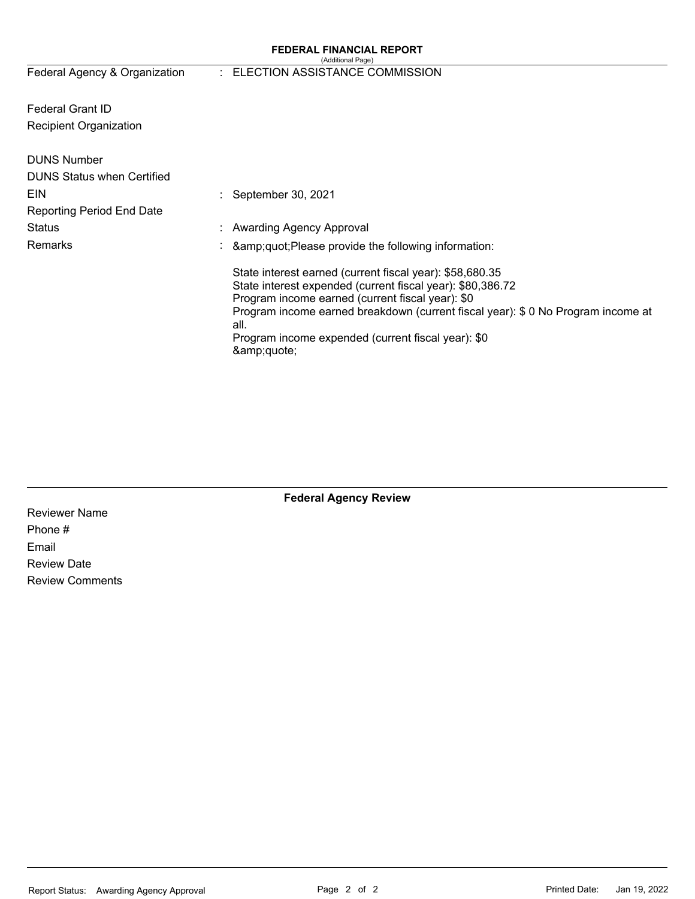**FEDERAL FINANCIAL REPORT**

(Additional Page)

| | | |
|---|---|---|
| Federal Agency & Organization | : | ELECTION ASSISTANCE COMMISSION |
| Federal Grant ID | | |
| Recipient Organization | | |
| DUNS Number | | |
| DUNS Status when Certified | | |
| EIN | : | September 30, 2021 |
| Reporting Period End Date | | |
| Status | : | Awarding Agency Approval |
| Remarks | : | &amp;quot;Please provide the following information: |

State interest earned (current fiscal year): $58,680.35
State interest expended (current fiscal year): $80,386.72
Program income earned (current fiscal year): $0
Program income earned breakdown (current fiscal year): $ 0 No Program income at all.
Program income expended (current fiscal year): $0
&amp;quote;

**Federal Agency Review**

Reviewer Name

Phone #

Email

Review Date

Review Comments

Report Status: Awarding Agency Approval

Printed Date: Jan 19, 2022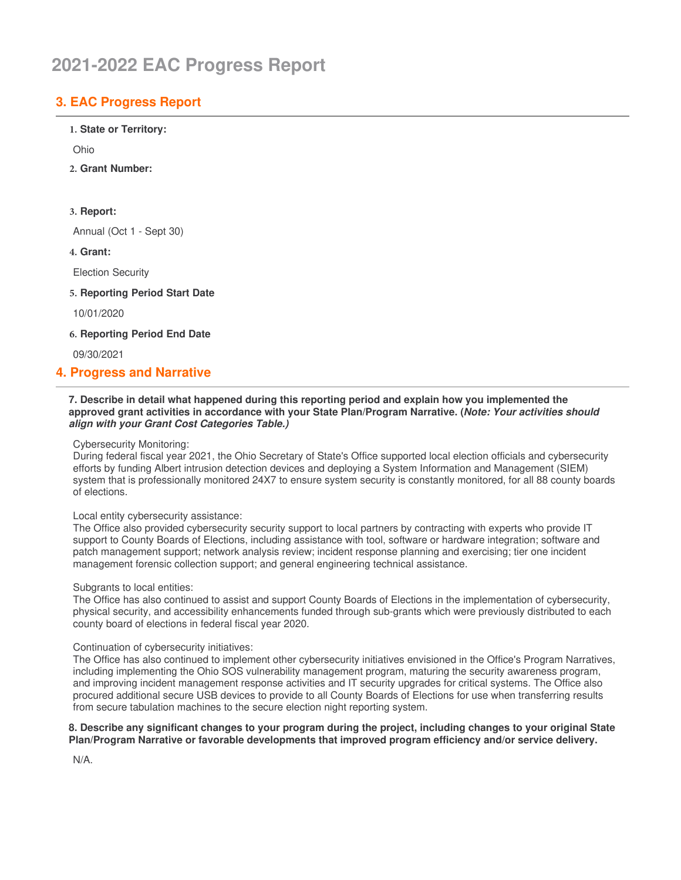# 2021-2022 EAC Progress Report

## 3. EAC Progress Report

1. **State or Territory:**

   Ohio

2. **Grant Number:**

3. **Report:**

   Annual (Oct 1 - Sept 30)

4. **Grant:**

   Election Security

5. **Reporting Period Start Date**

   10/01/2020

6. **Reporting Period End Date**

   09/30/2021

## 4. Progress and Narrative

**7. Describe in detail what happened during this reporting period and explain how you implemented the approved grant activities in accordance with your State Plan/Program Narrative. (*Note: Your activities should align with your Grant Cost Categories Table.)***

Cybersecurity Monitoring:
During federal fiscal year 2021, the Ohio Secretary of State's Office supported local election officials and cybersecurity efforts by funding Albert intrusion detection devices and deploying a System Information and Management (SIEM) system that is professionally monitored 24X7 to ensure system security is constantly monitored, for all 88 county boards of elections.

Local entity cybersecurity assistance:
The Office also provided cybersecurity security support to local partners by contracting with experts who provide IT support to County Boards of Elections, including assistance with tool, software or hardware integration; software and patch management support; network analysis review; incident response planning and exercising; tier one incident management forensic collection support; and general engineering technical assistance.

Subgrants to local entities:
The Office has also continued to assist and support County Boards of Elections in the implementation of cybersecurity, physical security, and accessibility enhancements funded through sub-grants which were previously distributed to each county board of elections in federal fiscal year 2020.

Continuation of cybersecurity initiatives:
The Office has also continued to implement other cybersecurity initiatives envisioned in the Office's Program Narratives, including implementing the Ohio SOS vulnerability management program, maturing the security awareness program, and improving incident management response activities and IT security upgrades for critical systems. The Office also procured additional secure USB devices to provide to all County Boards of Elections for use when transferring results from secure tabulation machines to the secure election night reporting system.

**8. Describe any significant changes to your program during the project, including changes to your original State Plan/Program Narrative or favorable developments that improved program efficiency and/or service delivery.**

N/A.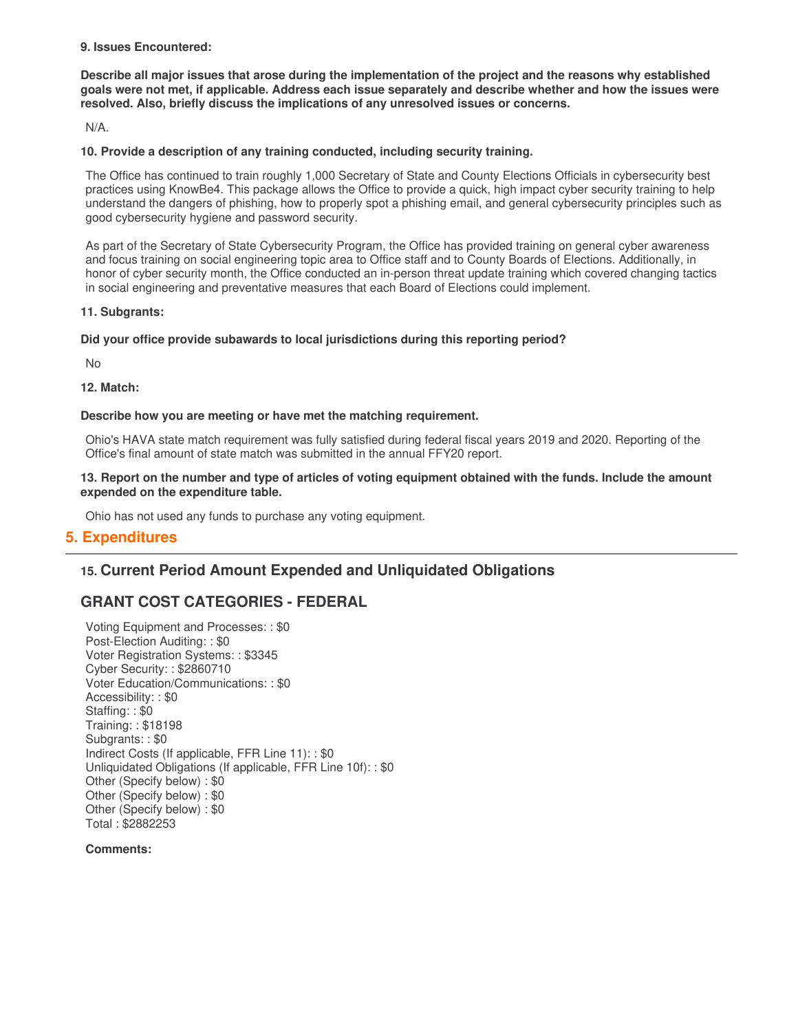**9. Issues Encountered:**

**Describe all major issues that arose during the implementation of the project and the reasons why established goals were not met, if applicable. Address each issue separately and describe whether and how the issues were resolved. Also, briefly discuss the implications of any unresolved issues or concerns.**

N/A.

**10. Provide a description of any training conducted, including security training.**

The Office has continued to train roughly 1,000 Secretary of State and County Elections Officials in cybersecurity best practices using KnowBe4. This package allows the Office to provide a quick, high impact cyber security training to help understand the dangers of phishing, how to properly spot a phishing email, and general cybersecurity principles such as good cybersecurity hygiene and password security.

As part of the Secretary of State Cybersecurity Program, the Office has provided training on general cyber awareness and focus training on social engineering topic area to Office staff and to County Boards of Elections. Additionally, in honor of cyber security month, the Office conducted an in-person threat update training which covered changing tactics in social engineering and preventative measures that each Board of Elections could implement.

**11. Subgrants:**

**Did your office provide subawards to local jurisdictions during this reporting period?**

No

**12. Match:**

**Describe how you are meeting or have met the matching requirement.**

Ohio's HAVA state match requirement was fully satisfied during federal fiscal years 2019 and 2020. Reporting of the Office's final amount of state match was submitted in the annual FFY20 report.

**13. Report on the number and type of articles of voting equipment obtained with the funds. Include the amount expended on the expenditure table.**

Ohio has not used any funds to purchase any voting equipment.

## 5. Expenditures

### 15. Current Period Amount Expended and Unliquidated Obligations

### GRANT COST CATEGORIES - FEDERAL

Voting Equipment and Processes: : $0
Post-Election Auditing: : $0
Voter Registration Systems: : $3345
Cyber Security: : $2860710
Voter Education/Communications: : $0
Accessibility: : $0
Staffing: : $0
Training: : $18198
Subgrants: : $0
Indirect Costs (If applicable, FFR Line 11): : $0
Unliquidated Obligations (If applicable, FFR Line 10f): : $0
Other (Specify below) : $0
Other (Specify below) : $0
Other (Specify below) : $0
Total : $2882253

**Comments:**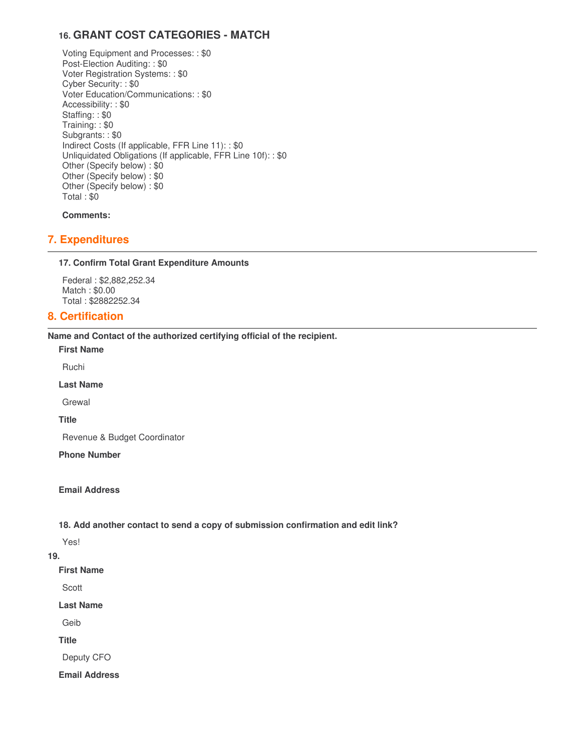### 16. GRANT COST CATEGORIES - MATCH

Voting Equipment and Processes: : $0
Post-Election Auditing: : $0
Voter Registration Systems: : $0
Cyber Security: : $0
Voter Education/Communications: : $0
Accessibility: : $0
Staffing: : $0
Training: : $0
Subgrants: : $0
Indirect Costs (If applicable, FFR Line 11): : $0
Unliquidated Obligations (If applicable, FFR Line 10f): : $0
Other (Specify below) : $0
Other (Specify below) : $0
Other (Specify below) : $0
Total : $0

**Comments:**

## 7. Expenditures

**17. Confirm Total Grant Expenditure Amounts**

Federal : $2,882,252.34
Match : $0.00
Total : $2882252.34

## 8. Certification

**Name and Contact of the authorized certifying official of the recipient.**

**First Name**

Ruchi

**Last Name**

Grewal

**Title**

Revenue & Budget Coordinator

**Phone Number**

**Email Address**

**18. Add another contact to send a copy of submission confirmation and edit link?**

Yes!

**19.**

**First Name**

Scott

**Last Name**

Geib

**Title**

Deputy CFO

**Email Address**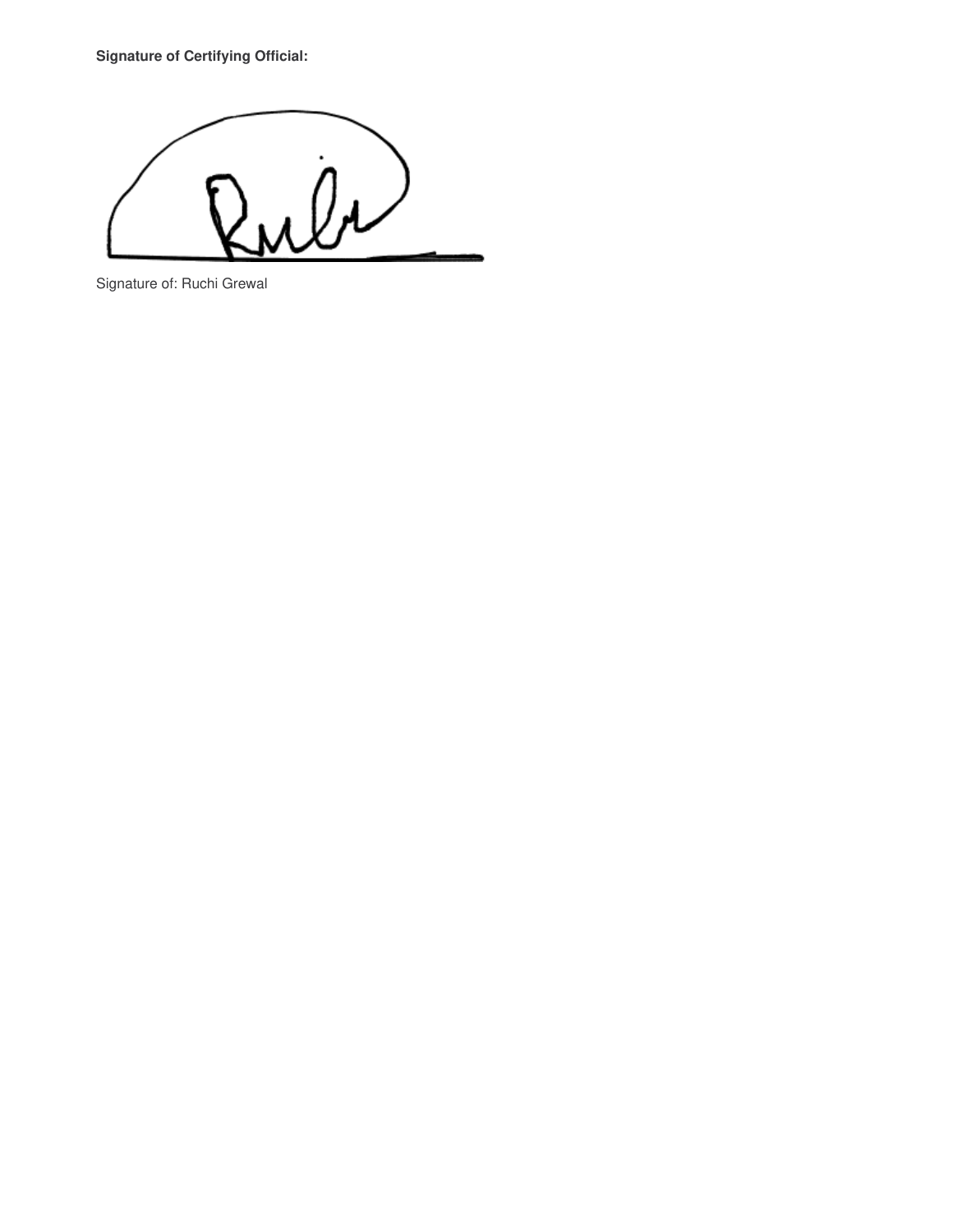**Signature of Certifying Official:**

Signature of: Ruchi Grewal